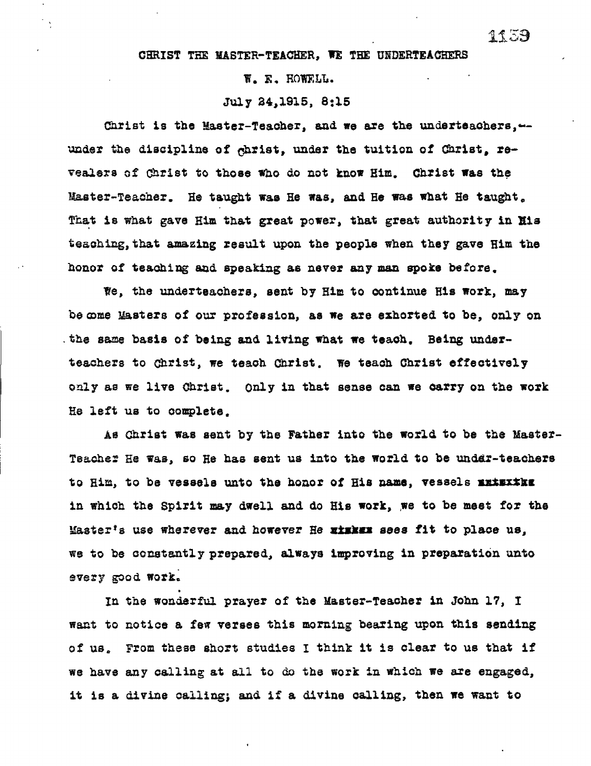# CHRIST THE MASTER-TEACHER, WE THE UNDERTEACHERS

W. E. HOWELL.

July 24,1915, 8:15

Christ is the Master-Teacher, and we are the underteachers,-- under the discipline of Christ, under the tuition of Christ, revealers of Christ to those who do not know Him. Christ was the Master-Teacher. He taught was He was, and He was what He taught. That is what gave Him that great power, that great authority in His teaching, that amazing result upon the people when they gave Him the honor of teaching and speaking as never any man spoke before.

We, the underteachers, sent by Him to continue His work, may become Masters of our profession, as we are exhorted to be, only on the same basis of being and living what we teach. Being underteachers to Christ, we teach Christ. We teach Christ effectively only as we live Christ. Only in that sense can we carry on the work He left us to complete.

As Christ was sent by the Father into the world to be the Master-Teacher He was, so He has sent us into the world to be under-teachers to Him, to be vessels unto the honor of His name, vessels ~~xxxxxxx~~ in which the Spirit may dwell and do His work, we to be meet for the Master's use wherever and however He ~~xxxxx~~ sees fit to place us, we to be constantly prepared, always improving in preparation unto every good work.

In the wonderful prayer of the Master-Teacher in John 17, I want to notice a few verses this morning bearing upon this sending of us. From these short studies I think it is clear to us that if we have any calling at all to do the work in which we are engaged, it is a divine calling; and if a divine calling, then we want to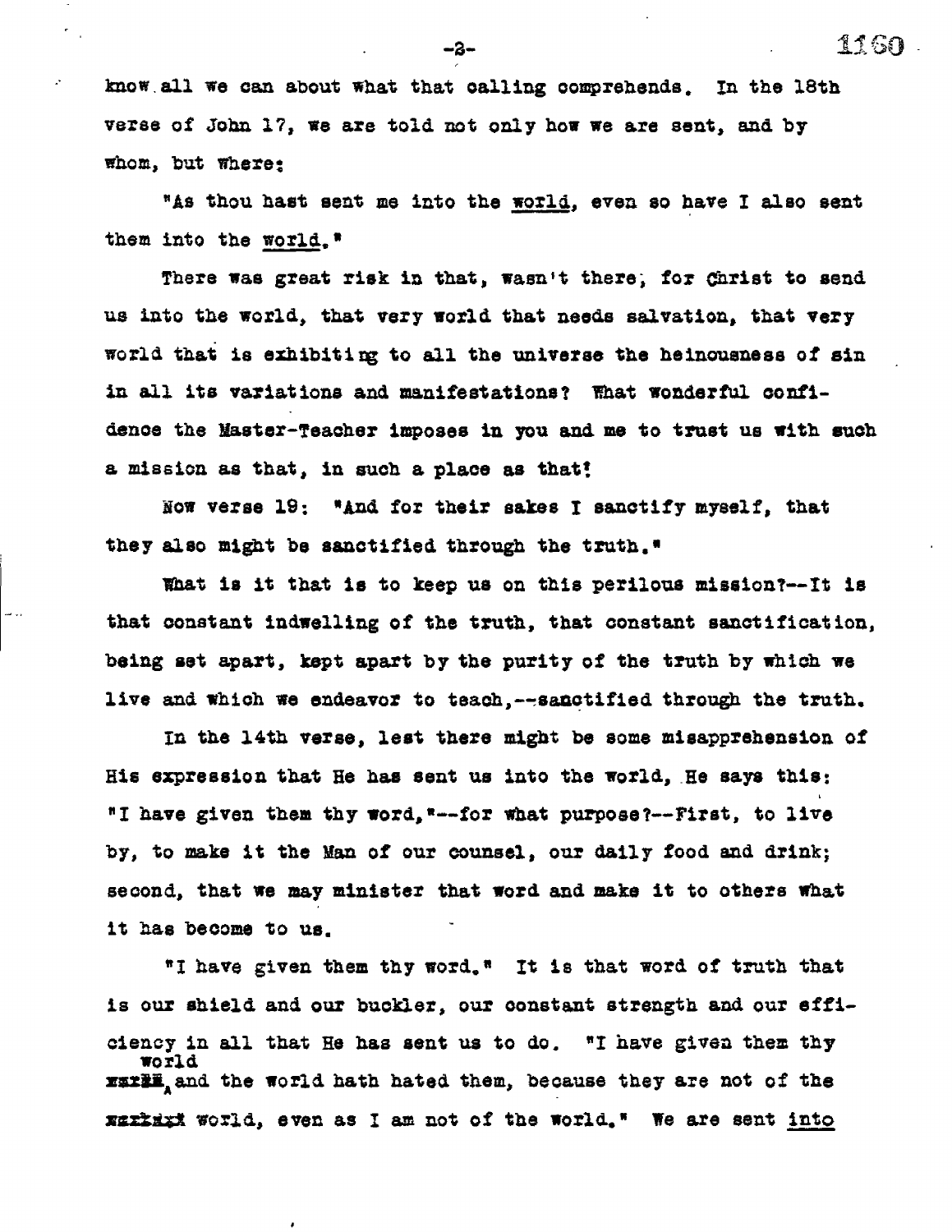know all we can about what that calling comprehends. In the 18th verse of John 17, we are told not only how we are sent, and by whom, but where:

"As thou hast sent me into the <u>world</u>, even so have I also sent them into the <u>world</u>."

There was great risk in that, wasn't there, for Christ to send us into the world, that very world that needs salvation, that very world that is exhibiting to all the universe the heinousness of sin in all its variations and manifestations? What wonderful confidence the Master-Teacher imposes in you and me to trust us with such a mission as that, in such a place as that!

Now verse 19: "And for their sakes I sanctify myself, that they also might be sanctified through the truth."

What is it that is to keep us on this perilous mission?--It is that constant indwelling of the truth, that constant sanctification, being set apart, kept apart by the purity of the truth by which we live and which we endeavor to teach,--sanctified through the truth.

In the 14th verse, lest there might be some misapprehension of His expression that He has sent us into the world, He says this: "I have given them thy word,"--for what purpose?--First, to live by, to make it the Man of our counsel, our daily food and drink; second, that we may minister that word and make it to others what it has become to us.

"I have given them thy word." It is that word of truth that is our shield and our buckler, our constant strength and our efficiency in all that He has sent us to do. "I have given them thy word and the world hath hated them, because they are not of the world, even as I am not of the world." We are sent <u>into</u>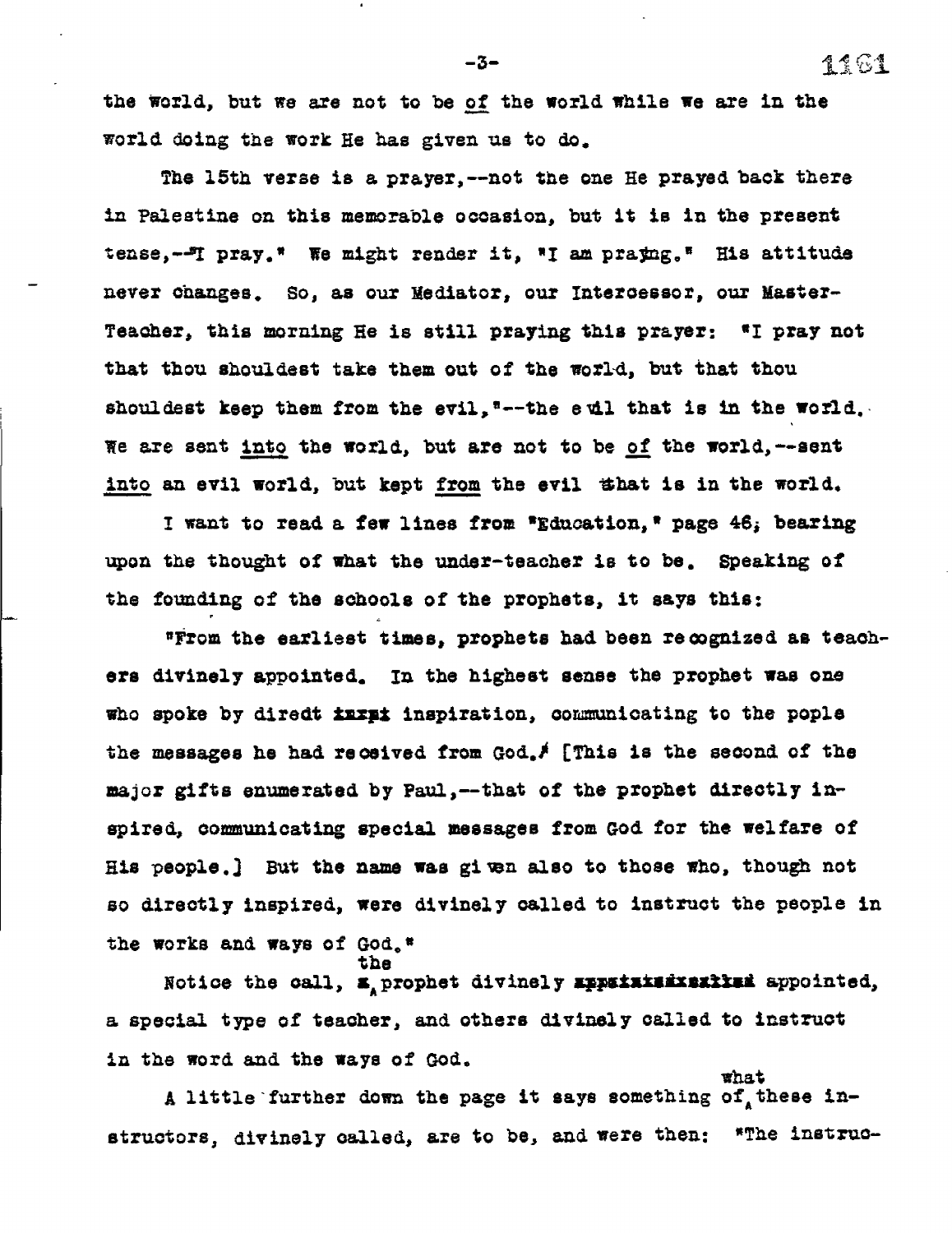the world, but we are not to be <u>of</u> the world while we are in the world doing the work He has given us to do.

The 15th verse is a prayer,--not the one He prayed back there in Palestine on this memorable occasion, but it is in the present tense,--"I pray." We might render it, "I am praying." His attitude never changes. So, as our Mediator, our Intercessor, our Master-Teacher, this morning He is still praying this prayer: "I pray not that thou shouldest take them out of the world, but that thou shouldest keep them from the evil,"--the evil that is in the world. We are sent <u>into</u> the world, but are not to be <u>of</u> the world,--sent <u>into</u> an evil world, but kept <u>from</u> the evil that is in the world.

I want to read a few lines from "Education," page 46, bearing upon the thought of what the under-teacher is to be. Speaking of the founding of the schools of the prophets, it says this:

"From the earliest times, prophets had been recognized as teachers divinely appointed. In the highest sense the prophet was one who spoke by diredt inspiration, communicating to the pople the messages he had received from God." [This is the second of the major gifts enumerated by Paul,--that of the prophet directly inspired, communicating special messages from God for the welfare of His people.] But the name was given also to those who, though not so directly inspired, were divinely called to instruct the people in the works and ways of God."

Notice the call, the prophet divinely appointed, a special type of teacher, and others divinely called to instruct in the word and the ways of God.

A little further down the page it says something of what these instructors, divinely called, are to be, and were then: "The instruc-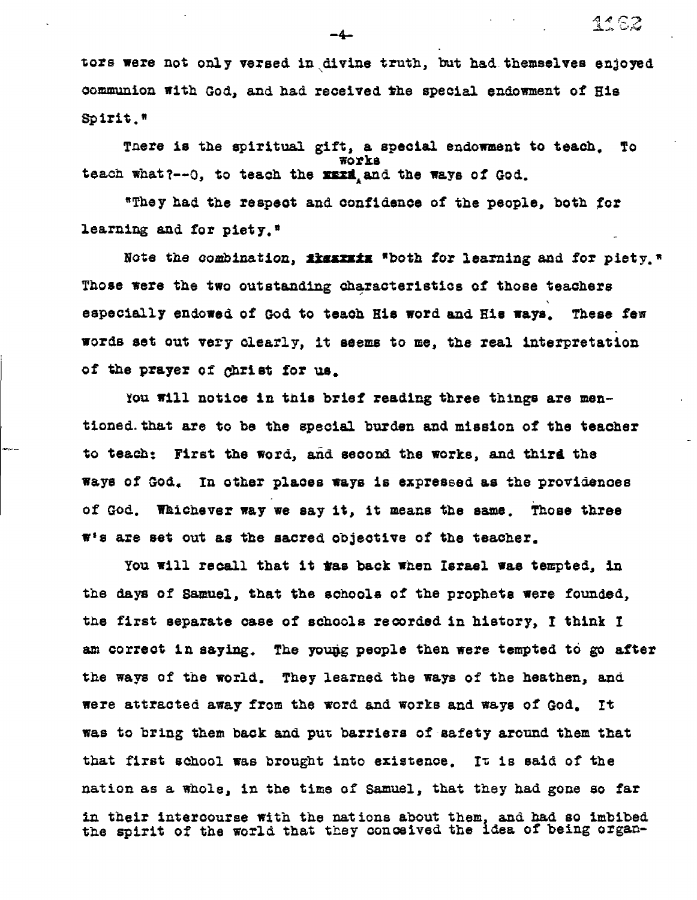tors were not only versed in divine truth, but had themselves enjoyed communion with God, and had received the special endowment of His Spirit."

There is the spiritual gift, a special endowment to teach. To teach what?--O, to teach the works and the ways of God.

"They had the respect and confidence of the people, both for learning and for piety."

Note the combination, "both for learning and for piety." Those were the two outstanding characteristics of those teachers especially endowed of God to teach His word and His ways. These few words set out very clearly, it seems to me, the real interpretation of the prayer of Christ for us.

You will notice in this brief reading three things are mentioned that are to be the special burden and mission of the teacher to teach: First the word, and second the works, and third the ways of God. In other places ways is expressed as the providences of God. Whichever way we say it, it means the same. Those three w's are set out as the sacred objective of the teacher.

You will recall that it was back when Israel was tempted, in the days of Samuel, that the schools of the prophets were founded, the first separate case of schools recorded in history, I think I am correct in saying. The young people then were tempted to go after the ways of the world. They learned the ways of the heathen, and were attracted away from the word and works and ways of God. It was to bring them back and put barriers of safety around them that that first school was brought into existence. It is said of the nation as a whole, in the time of Samuel, that they had gone so far in their intercourse with the nations about them, and had so imbibed the spirit of the world that they conceived the idea of being organ-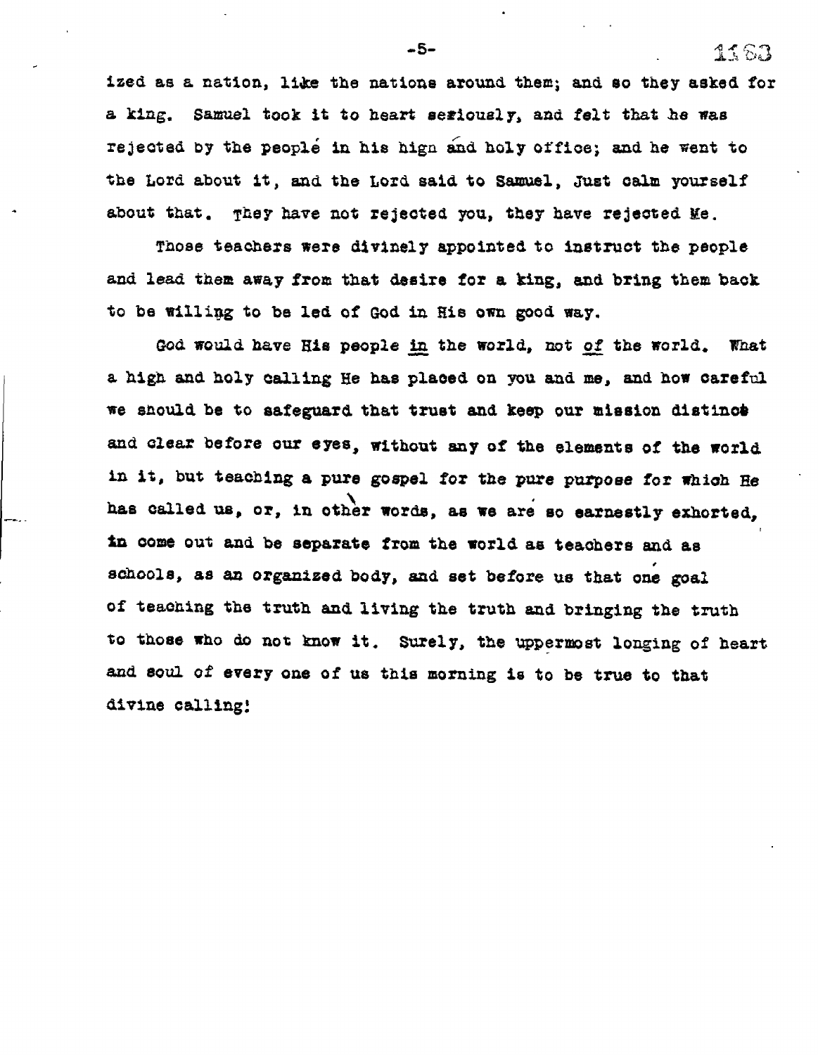ized as a nation, like the nations around them; and so they asked for a king. Samuel took it to heart seriously, and felt that he was rejected by the people in his high and holy office; and he went to the Lord about it, and the Lord said to Samuel, Just calm yourself about that. They have not rejected you, they have rejected Me.

Those teachers were divinely appointed to instruct the people and lead them away from that desire for a king, and bring them back to be willing to be led of God in His own good way.

God would have His people <u>in</u> the world, not <u>of</u> the world. What a high and holy calling He has placed on you and me, and how careful we should be to safeguard that trust and keep our mission distinct and clear before our eyes, without any of the elements of the world in it, but teaching a pure gospel for the pure purpose for which He has called us, or, in other words, as we are so earnestly exhorted, to come out and be separate from the world as teachers and as schools, as an organized body, and set before us that one goal of teaching the truth and living the truth and bringing the truth to those who do not know it. Surely, the uppermost longing of heart and soul of every one of us this morning is to be true to that divine calling!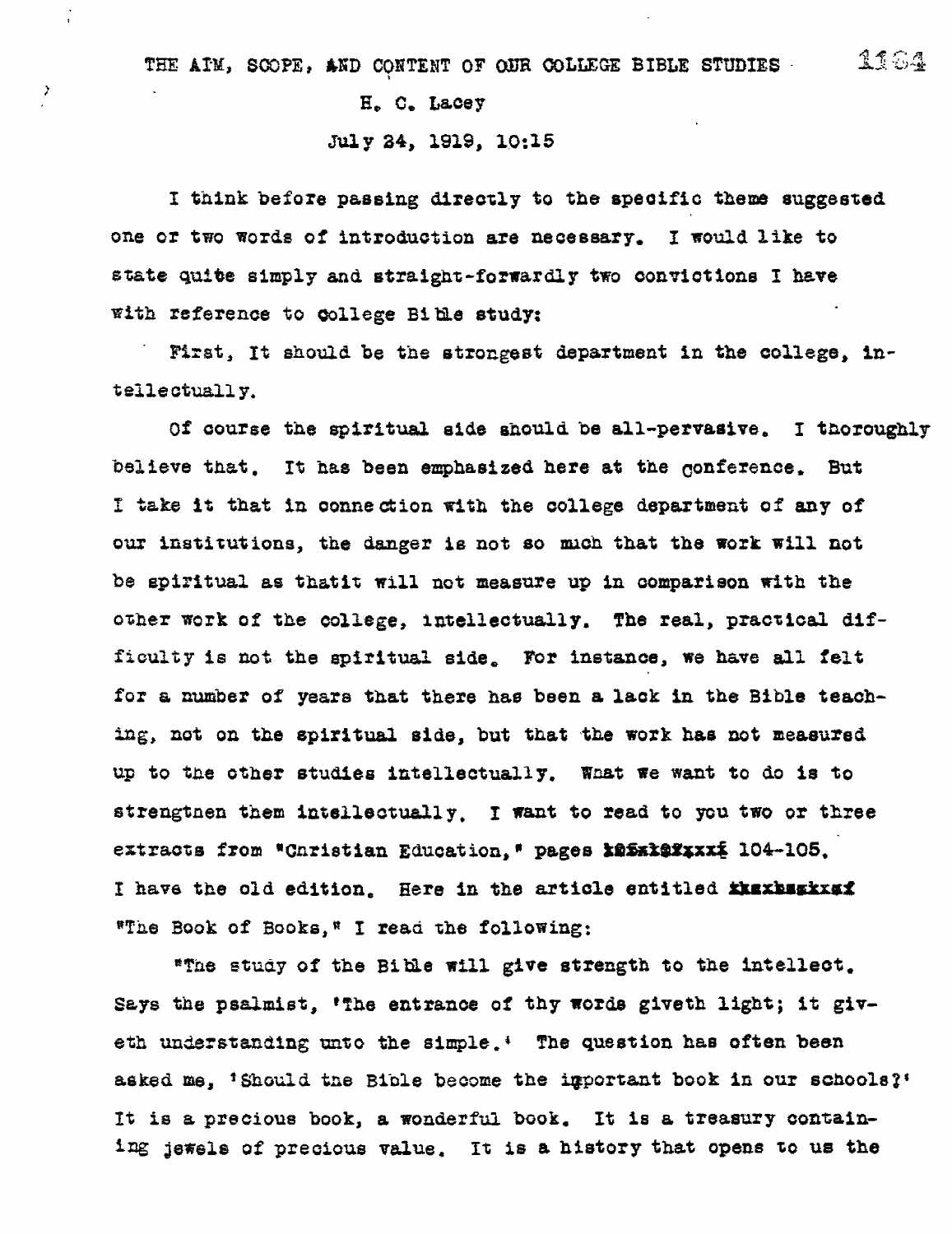THE AIM, SCOPE, AND CONTENT OF OUR COLLEGE BIBLE STUDIES

H. C. Lacey

July 24, 1919, 10:15

I think before passing directly to the specific theme suggested one or two words of introduction are necessary. I would like to state quite simply and straight-forwardly two convictions I have with reference to college Bible study:

First, It should be the strongest department in the college, intellectually.

Of course the spiritual side should be all-pervasive. I thoroughly believe that. It has been emphasized here at the conference. But I take it that in connection with the college department of any of our institutions, the danger is not so much that the work will not be spiritual as thatit will not measure up in comparison with the other work of the college, intellectually. The real, practical difficulty is not the spiritual side. For instance, we have all felt for a number of years that there has been a lack in the Bible teaching, not on the spiritual side, but that the work has not measured up to the other studies intellectually. What we want to do is to strengthen them intellectually. I want to read to you two or three extracts from "Christian Education," pages 104-105. I have the old edition. Here in the article entitled "The Book of Books," I read the following:

"The study of the Bible will give strength to the intellect. Says the psalmist, 'The entrance of thy words giveth light; it giveth understanding unto the simple.' The question has often been asked me, 'Should the Bible become the important book in our schools?' It is a precious book, a wonderful book. It is a treasury containing jewels of precious value. It is a history that opens to us the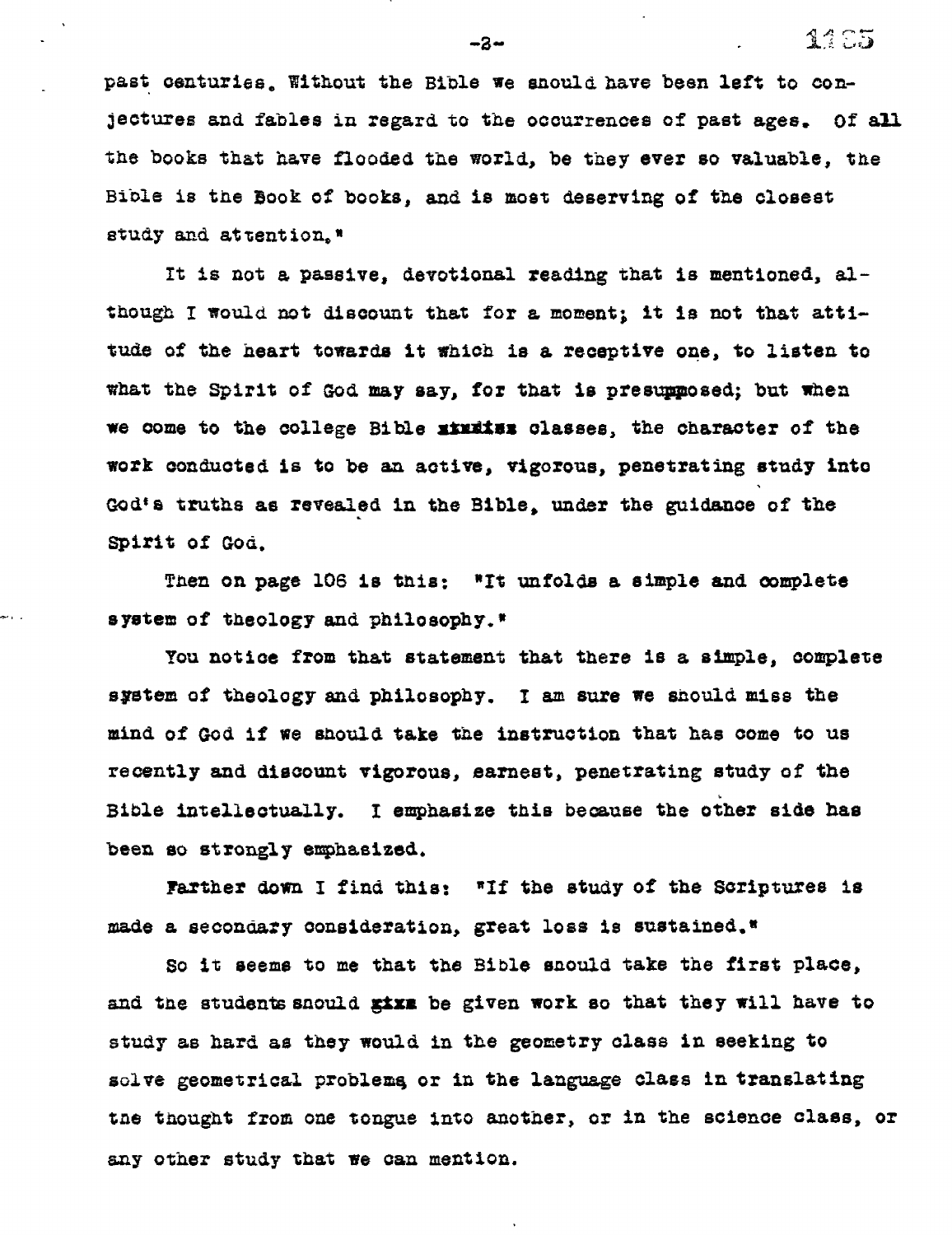past centuries. Without the Bible we should have been left to conjectures and fables in regard to the occurrences of past ages. Of all the books that have flooded the world, be they ever so valuable, the Bible is the Book of books, and is most deserving of the closest study and attention."

It is not a passive, devotional reading that is mentioned, although I would not discount that for a moment; it is not that attitude of the heart towards it which is a receptive one, to listen to what the Spirit of God may say, for that is presupposed; but when we come to the college Bible studies classes, the character of the work conducted is to be an active, vigorous, penetrating study into God's truths as revealed in the Bible, under the guidance of the Spirit of God.

Then on page 106 is this: "It unfolds a simple and complete system of theology and philosophy."

You notice from that statement that there is a simple, complete system of theology and philosophy. I am sure we should miss the mind of God if we should take the instruction that has come to us recently and discount vigorous, earnest, penetrating study of the Bible intellectually. I emphasize this because the other side has been so strongly emphasized.

Farther down I find this: "If the study of the Scriptures is made a secondary consideration, great loss is sustained."

So it seems to me that the Bible should take the first place, and the students should give be given work so that they will have to study as hard as they would in the geometry class in seeking to solve geometrical problems, or in the language class in translating the thought from one tongue into another, or in the science class, or any other study that we can mention.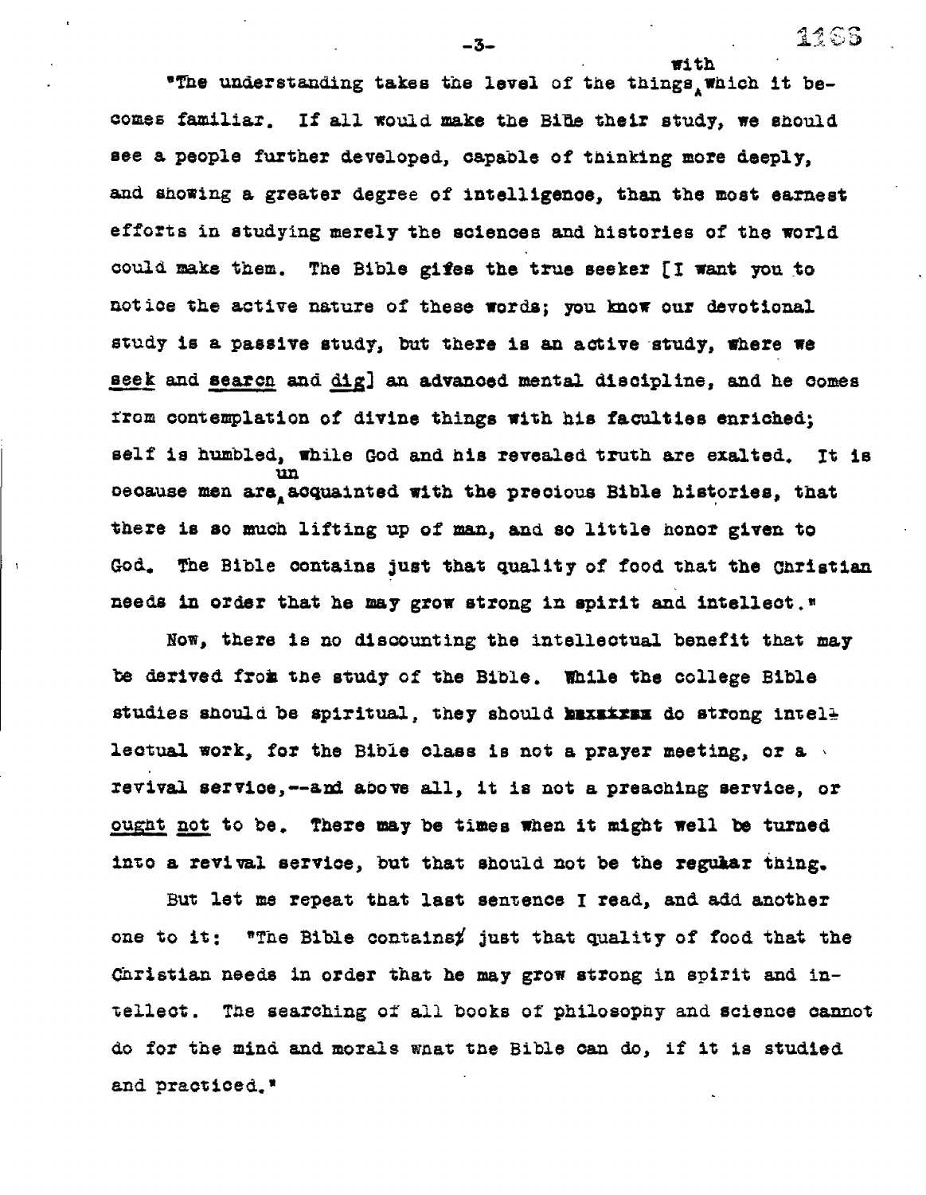"The understanding takes the level of the things with which it becomes familiar. If all would make the Bible their study, we should see a people further developed, capable of thinking more deeply, and showing a greater degree of intelligence, than the most earnest efforts in studying merely the sciences and histories of the world could make them. The Bible gives the true seeker [I want you to notice the active nature of these words; you know our devotional study is a passive study, but there is an active study, where we <u>seek</u> and <u>search</u> and <u>dig</u>] an advanced mental discipline, and he comes from contemplation of divine things with his faculties enriched; self is humbled, while God and his revealed truth are exalted. It is because men are unacquainted with the precious Bible histories, that there is so much lifting up of man, and so little honor given to God. The Bible contains just that quality of food that the Christian needs in order that he may grow strong in spirit and intellect."

Now, there is no discounting the intellectual benefit that may be derived from the study of the Bible. While the college Bible studies should be spiritual, they should ~~maxxirxx~~ do strong intellectual work, for the Bible class is not a prayer meeting, or a revival service,--and above all, it is not a preaching service, or <u>ought not</u> to be. There may be times when it might well be turned into a revival service, but that should not be the regular thing.

But let me repeat that last sentence I read, and add another one to it: "The Bible contains just that quality of food that the Christian needs in order that he may grow strong in spirit and intellect. The searching of all books of philosophy and science cannot do for the mind and morals what the Bible can do, if it is studied and practiced."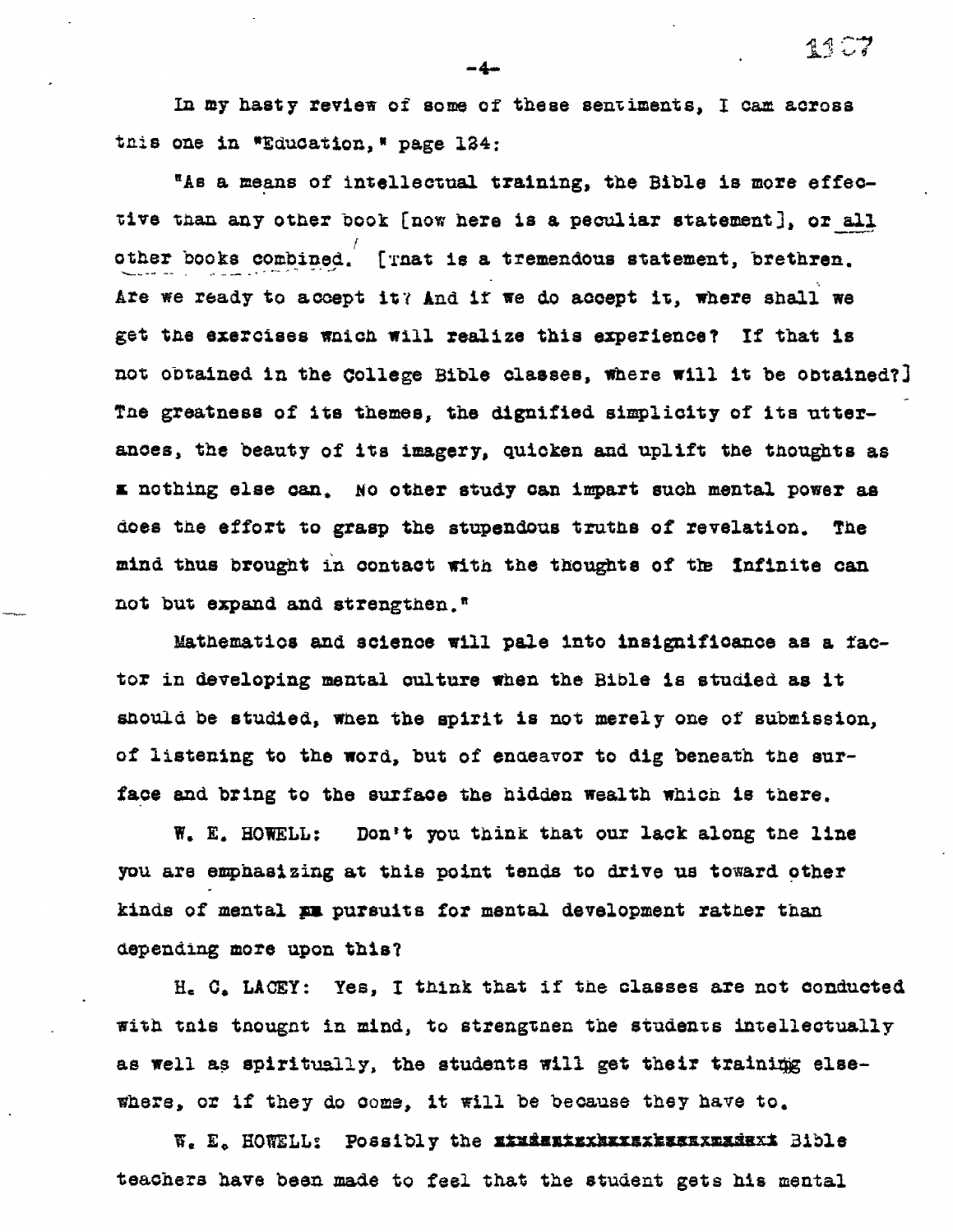In my hasty review of some of these sentiments, I cam across this one in "Education," page 134:

"As a means of intellectual training, the Bible is more effective than any other book [now here is a peculiar statement], or all other books combined. [That is a tremendous statement, brethren. Are we ready to accept it? And if we do accept it, where shall we get the exercises which will realize this experience? If that is not obtained in the College Bible classes, where will it be obtained?] The greatness of its themes, the dignified simplicity of its utterances, the beauty of its imagery, quicken and uplift the thoughts as nothing else can. No other study can impart such mental power as does the effort to grasp the stupendous truths of revelation. The mind thus brought in contact with the thoughts of the Infinite can not but expand and strengthen."

Mathematics and science will pale into insignificance as a factor in developing mental culture when the Bible is studied as it should be studied, when the spirit is not merely one of submission, of listening to the word, but of endeavor to dig beneath the surface and bring to the surface the hidden wealth which is there.

W. E. HOWELL: Don't you think that our lack along the line you are emphasizing at this point tends to drive us toward other kinds of mental pursuits for mental development rather than depending more upon this?

H. C. LACEY: Yes, I think that if the classes are not conducted with this thought in mind, to strengthen the students intellectually as well as spiritually, the students will get their training elsewhere, or if they do come, it will be because they have to.

W. E. HOWELL: Possibly the Bible teachers have been made to feel that the student gets his mental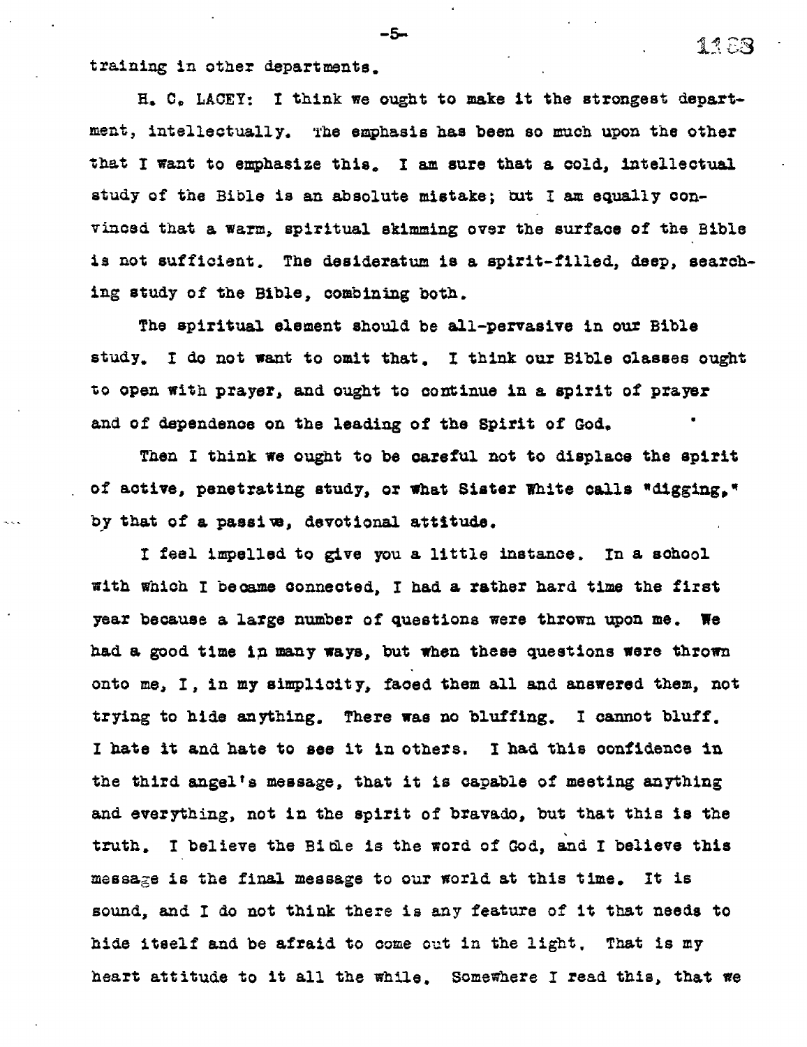training in other departments.

H. C. LACEY: I think we ought to make it the strongest department, intellectually. The emphasis has been so much upon the other that I want to emphasize this. I am sure that a cold, intellectual study of the Bible is an absolute mistake; but I am equally convinced that a warm, spiritual skimming over the surface of the Bible is not sufficient. The desideratum is a spirit-filled, deep, searching study of the Bible, combining both.

The spiritual element should be all-pervasive in our Bible study. I do not want to omit that. I think our Bible classes ought to open with prayer, and ought to continue in a spirit of prayer and of dependence on the leading of the Spirit of God.

Then I think we ought to be careful not to displace the spirit of active, penetrating study, or what Sister White calls "digging," by that of a passive, devotional attitude.

I feel impelled to give you a little instance. In a school with which I became connected, I had a rather hard time the first year because a large number of questions were thrown upon me. We had a good time in many ways, but when these questions were thrown onto me, I, in my simplicity, faced them all and answered them, not trying to hide anything. There was no bluffing. I cannot bluff. I hate it and hate to see it in others. I had this confidence in the third angel's message, that it is capable of meeting anything and everything, not in the spirit of bravado, but that this is the truth. I believe the Bible is the word of God, and I believe this message is the final message to our world at this time. It is sound, and I do not think there is any feature of it that needs to hide itself and be afraid to come out in the light. That is my heart attitude to it all the while. Somewhere I read this, that we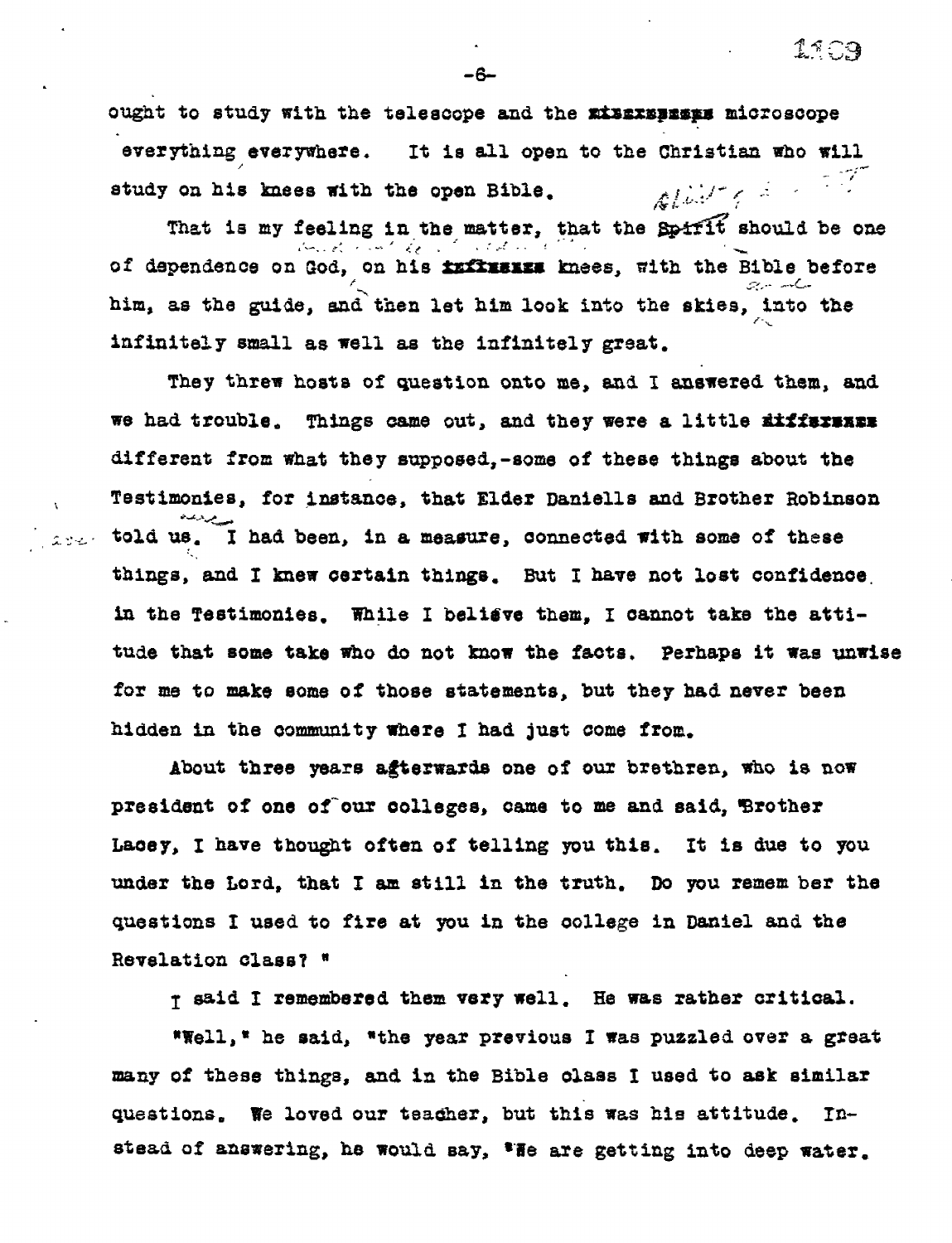ought to study with the telescope and the microscope everything everywhere. It is all open to the Christian who will study on his knees with the open Bible.

That is my feeling in the matter, that the Spirit should be one of dependence on God, on his knees, with the Bible before him, as the guide, and then let him look into the skies, into the infinitely small as well as the infinitely great.

They threw hosts of question onto me, and I answered them, and we had trouble. Things came out, and they were a little different from what they supposed,-some of these things about the Testimonies, for instance, that Elder Daniells and Brother Robinson told us. I had been, in a measure, connected with some of these things, and I knew certain things. But I have not lost confidence in the Testimonies. While I believe them, I cannot take the attitude that some take who do not know the facts. Perhaps it was unwise for me to make some of those statements, but they had never been hidden in the community where I had just come from.

About three years afterwards one of our brethren, who is now president of one of our colleges, came to me and said, "Brother Lacey, I have thought often of telling you this. It is due to you under the Lord, that I am still in the truth. Do you remember the questions I used to fire at you in the college in Daniel and the Revelation class? "

I said I remembered them very well. He was rather critical.

"Well," he said, "the year previous I was puzzled over a great many of these things, and in the Bible class I used to ask similar questions. We loved our teacher, but this was his attitude. Instead of answering, he would say, 'We are getting into deep water.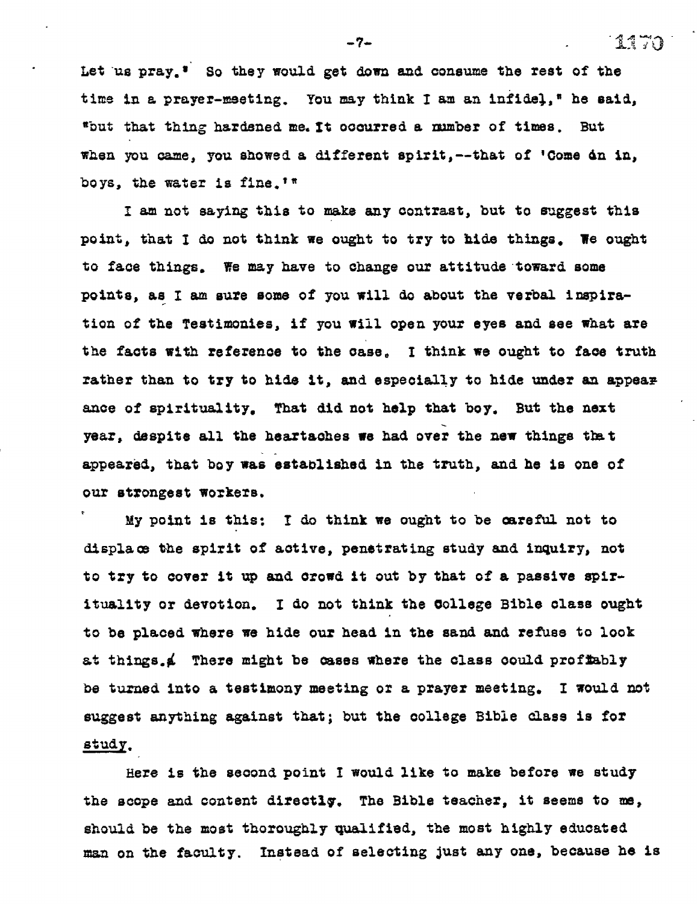Let us pray." So they would get down and consume the rest of the time in a prayer-meeting. You may think I am an infidel," he said, "but that thing hardened me. It occurred a number of times. But when you came, you showed a different spirit,--that of 'Come ón in, boys, the water is fine.'"

I am not saying this to make any contrast, but to suggest this point, that I do not think we ought to try to hide things. We ought to face things. We may have to change our attitude toward some points, as I am sure some of you will do about the verbal inspiration of the Testimonies, if you will open your eyes and see what are the facts with reference to the case. I think we ought to face truth rather than to try to hide it, and especially to hide under an appearance of spirituality. That did not help that boy. But the next year, despite all the heartaches we had over the new things that appeared, that boy was established in the truth, and he is one of our strongest workers.

My point is this: I do think we ought to be careful not to displace the spirit of active, penetrating study and inquiry, not to try to cover it up and crowd it out by that of a passive spirituality or devotion. I do not think the College Bible class ought to be placed where we hide our head in the sand and refuse to look at things. There might be cases where the class could profitably be turned into a testimony meeting or a prayer meeting. I would not suggest anything against that; but the college Bible class is for <u>study</u>.

Here is the second point I would like to make before we study the scope and content directly. The Bible teacher, it seems to me, should be the most thoroughly qualified, the most highly educated man on the faculty. Instead of selecting just any one, because he is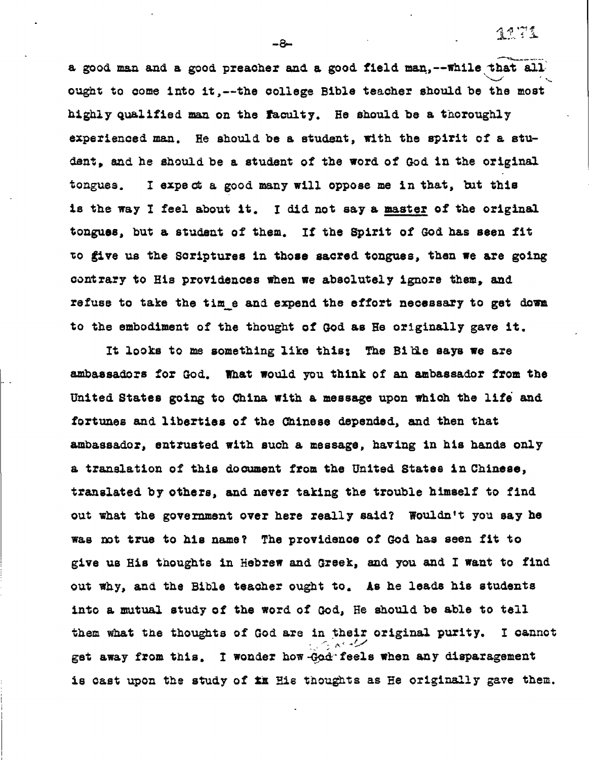a good man and a good preacher and a good field man,--while that all ought to come into it,--the college Bible teacher should be the most highly qualified man on the faculty. He should be a thoroughly experienced man. He should be a student, with the spirit of a student, and he should be a student of the word of God in the original tongues. I expect a good many will oppose me in that, but this is the way I feel about it. I did not say a master of the original tongues, but a student of them. If the Spirit of God has seen fit to give us the Scriptures in those sacred tongues, then we are going contrary to His providences when we absolutely ignore them, and refuse to take the time and expend the effort necessary to get down to the embodiment of the thought of God as He originally gave it.

It looks to me something like this: The Bible says we are ambassadors for God. What would you think of an ambassador from the United States going to China with a message upon which the life and fortunes and liberties of the Chinese depended, and then that ambassador, entrusted with such a message, having in his hands only a translation of this document from the United States in Chinese, translated by others, and never taking the trouble himself to find out what the government over here really said? Wouldn't you say he was not true to his name? The providence of God has seen fit to give us His thoughts in Hebrew and Greek, and you and I want to find out why, and the Bible teacher ought to. As he leads his students into a mutual study of the word of God, He should be able to tell them what the thoughts of God are in their original purity. I cannot get away from this. I wonder how God feels when any disparagement is cast upon the study of His thoughts as He originally gave them.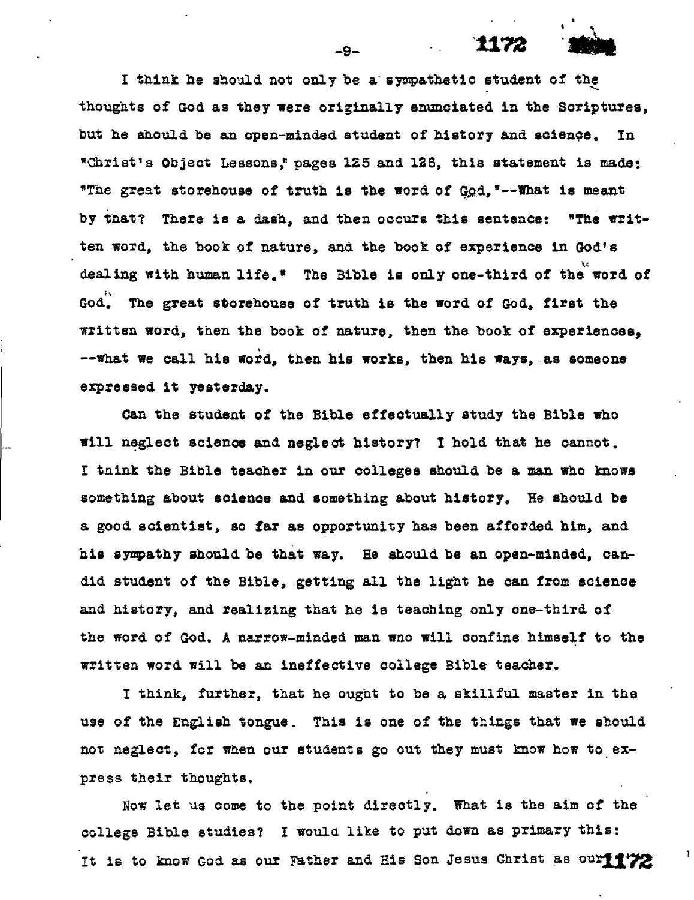I think he should not only be a sympathetic student of the thoughts of God as they were originally enunciated in the Scriptures, but he should be an open-minded student of history and science. In "Christ's Object Lessons," pages 125 and 126, this statement is made: "The great storehouse of truth is the word of God,"--What is meant by that? There is a dash, and then occurs this sentence: "The written word, the book of nature, and the book of experience in God's dealing with human life." The Bible is only one-third of the word of God. The great storehouse of truth is the word of God, first the written word, then the book of nature, then the book of experiences, --what we call his word, then his works, then his ways, as someone expressed it yesterday.

Can the student of the Bible effectually study the Bible who will neglect science and neglect history? I hold that he cannot. I think the Bible teacher in our colleges should be a man who knows something about science and something about history. He should be a good scientist, so far as opportunity has been afforded him, and his sympathy should be that way. He should be an open-minded, candid student of the Bible, getting all the light he can from science and history, and realizing that he is teaching only one-third of the word of God. A narrow-minded man who will confine himself to the written word will be an ineffective college Bible teacher.

I think, further, that he ought to be a skillful master in the use of the English tongue. This is one of the things that we should not neglect, for when our students go out they must know how to express their thoughts.

Now let us come to the point directly. What is the aim of the college Bible studies? I would like to put down as primary this: It is to know God as our Father and His Son Jesus Christ as our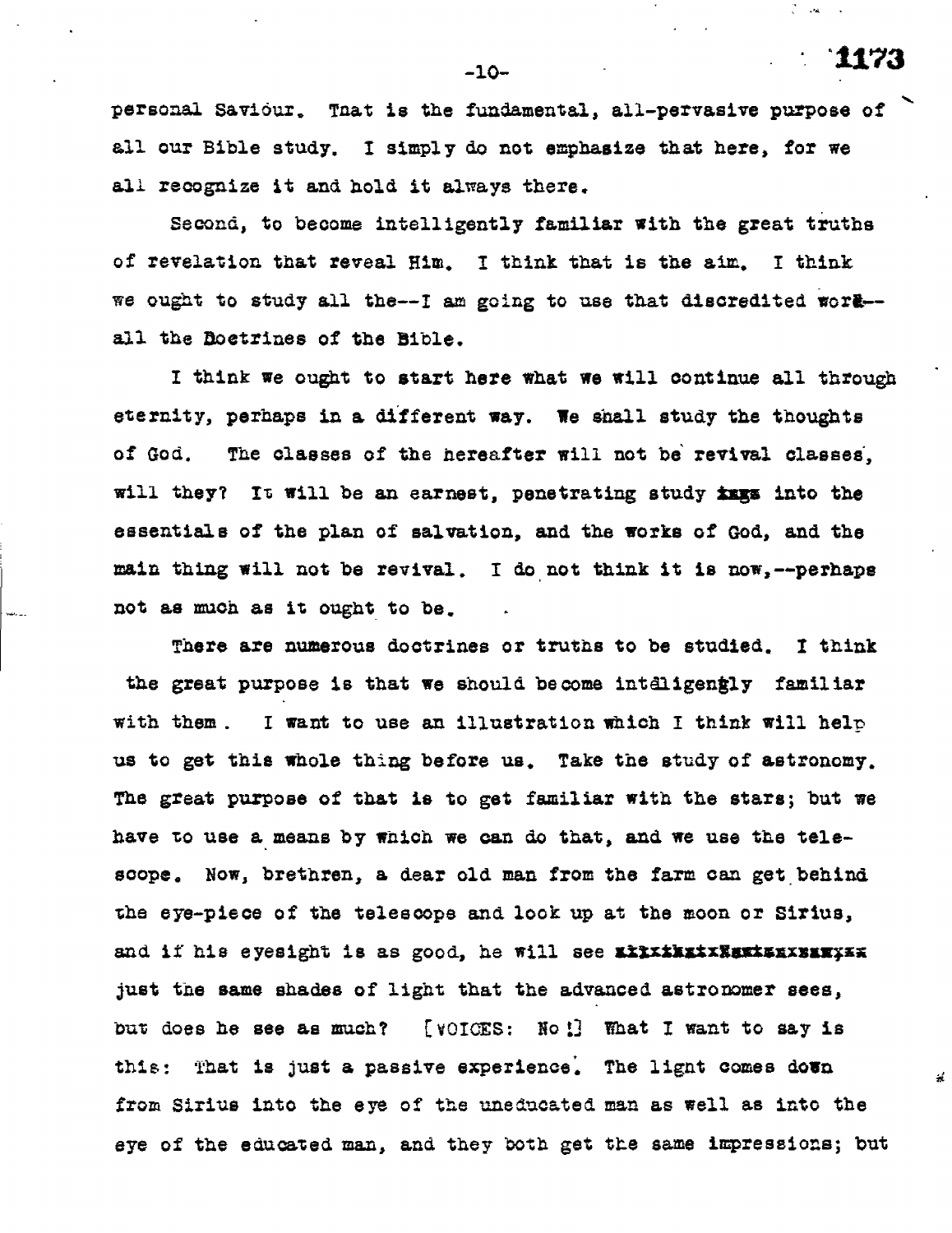personal Saviour. That is the fundamental, all-pervasive purpose of all our Bible study. I simply do not emphasize that here, for we all recognize it and hold it always there.

Second, to become intelligently familiar with the great truths of revelation that reveal Him. I think that is the aim. I think we ought to study all the--I am going to use that discredited word--all the Doctrines of the Bible.

I think we ought to start here what we will continue all through eternity, perhaps in a different way. We shall study the thoughts of God. The classes of the hereafter will not be revival classes, will they? It will be an earnest, penetrating study into the essentials of the plan of salvation, and the works of God, and the main thing will not be revival. I do not think it is now,--perhaps not as much as it ought to be.

There are numerous doctrines or truths to be studied. I think the great purpose is that we should become intelligently familiar with them. I want to use an illustration which I think will help us to get this whole thing before us. Take the study of astronomy. The great purpose of that is to get familiar with the stars; but we have to use a means by which we can do that, and we use the telescope. Now, brethren, a dear old man from the farm can get behind the eye-piece of the telescope and look up at the moon or Sirius, and if his eyesight is as good, he will see just the same shades of light that the advanced astronomer sees, but does he see as much? [VOICES: No!] What I want to say is this: That is just a passive experience. The light comes down from Sirius into the eye of the uneducated man as well as into the eye of the educated man, and they both get the same impressions; but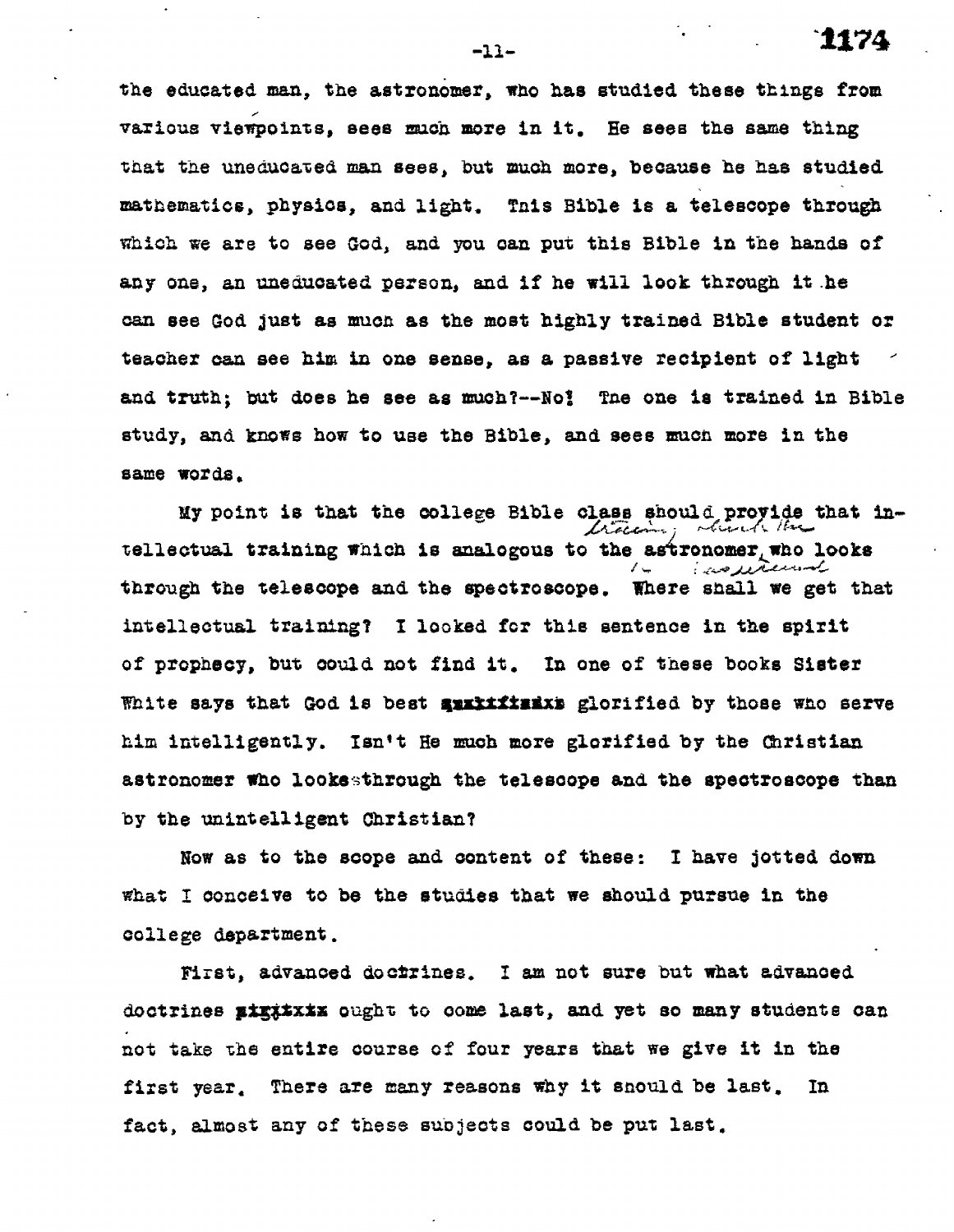the educated man, the astronomer, who has studied these things from various viewpoints, sees much more in it. He sees the same thing that the uneducated man sees, but much more, because he has studied mathematics, physics, and light. This Bible is a telescope through which we are to see God, and you can put this Bible in the hands of any one, an uneducated person, and if he will look through it he can see God just as much as the most highly trained Bible student or teacher can see him in one sense, as a passive recipient of light and truth; but does he see as much?--No! The one is trained in Bible study, and knows how to use the Bible, and sees much more in the same words.

My point is that the college Bible class should provide that intellectual training which is analogous to the astronomer who looks through the telescope and the spectroscope. Where shall we get that intellectual training? I looked for this sentence in the spirit of prophecy, but could not find it. In one of these books Sister White says that God is best ~~glorified~~ glorified by those who serve him intelligently. Isn't He much more glorified by the Christian astronomer who looks through the telescope and the spectroscope than by the unintelligent Christian?

Now as to the scope and content of these: I have jotted down what I conceive to be the studies that we should pursue in the college department.

First, advanced doctrines. I am not sure but what advanced doctrines ~~xxxxxx~~ ought to come last, and yet so many students can not take the entire course of four years that we give it in the first year. There are many reasons why it should be last. In fact, almost any of these subjects could be put last.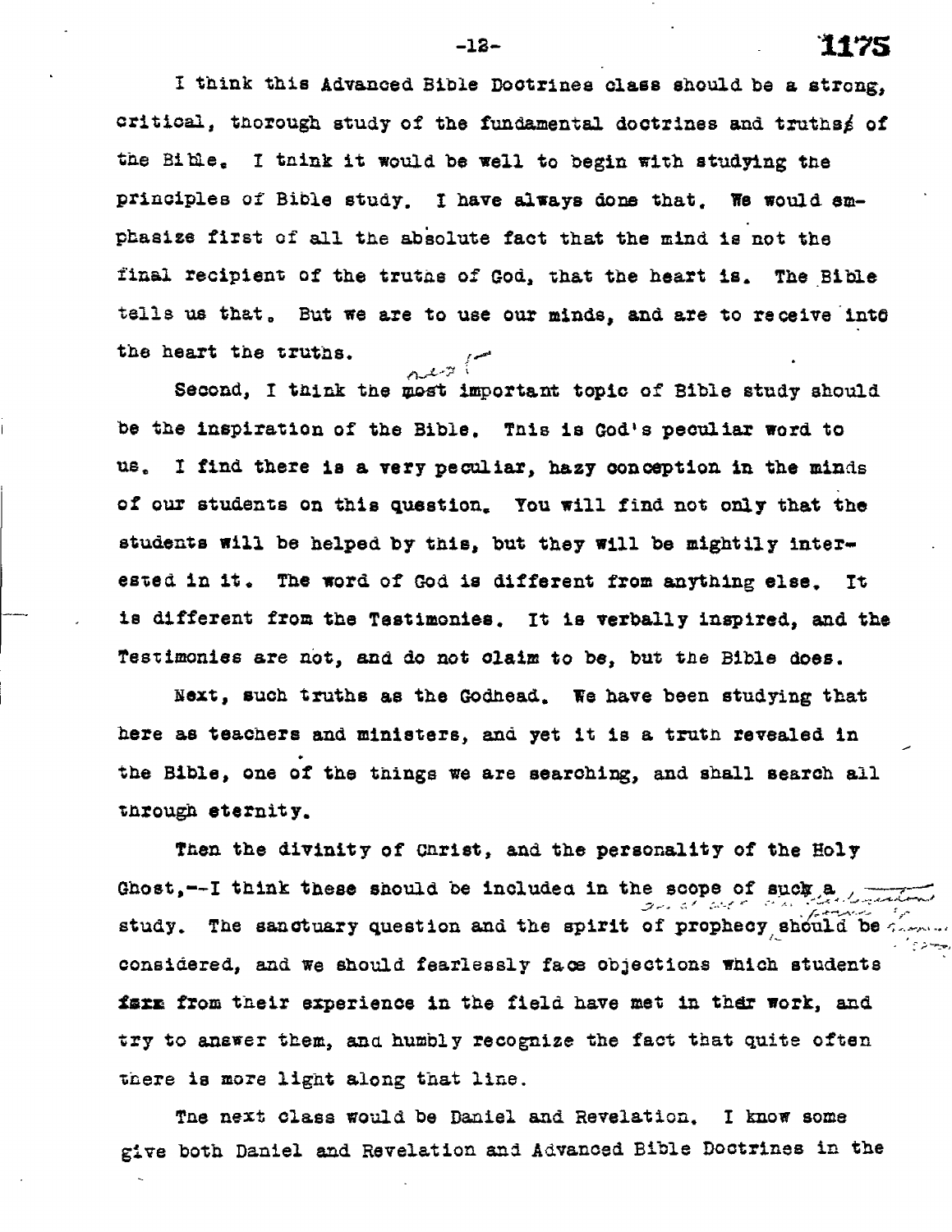I think this Advanced Bible Doctrines class should be a strong, critical, thorough study of the fundamental doctrines and truths of the Bible. I think it would be well to begin with studying the principles of Bible study. I have always done that. We would emphasize first of all the absolute fact that the mind is not the final recipient of the truths of God, that the heart is. The Bible tells us that. But we are to use our minds, and are to receive into the heart the truths.

Second, I think the most important topic of Bible study should be the inspiration of the Bible. This is God's peculiar word to us. I find there is a very peculiar, hazy conception in the minds of our students on this question. You will find not only that the students will be helped by this, but they will be mightily interested in it. The word of God is different from anything else. It is different from the Testimonies. It is verbally inspired, and the Testimonies are not, and do not claim to be, but the Bible does.

Next, such truths as the Godhead. We have been studying that here as teachers and ministers, and yet it is a truth revealed in the Bible, one of the things we are searching, and shall search all through eternity.

Then the divinity of Christ, and the personality of the Holy Ghost,--I think these should be included in the scope of such a study. The sanctuary question and the spirit of prophecy should be considered, and we should fearlessly face objections which students from their experience in the field have met in their work, and try to answer them, and humbly recognize the fact that quite often there is more light along that line.

The next class would be Daniel and Revelation. I know some give both Daniel and Revelation and Advanced Bible Doctrines in the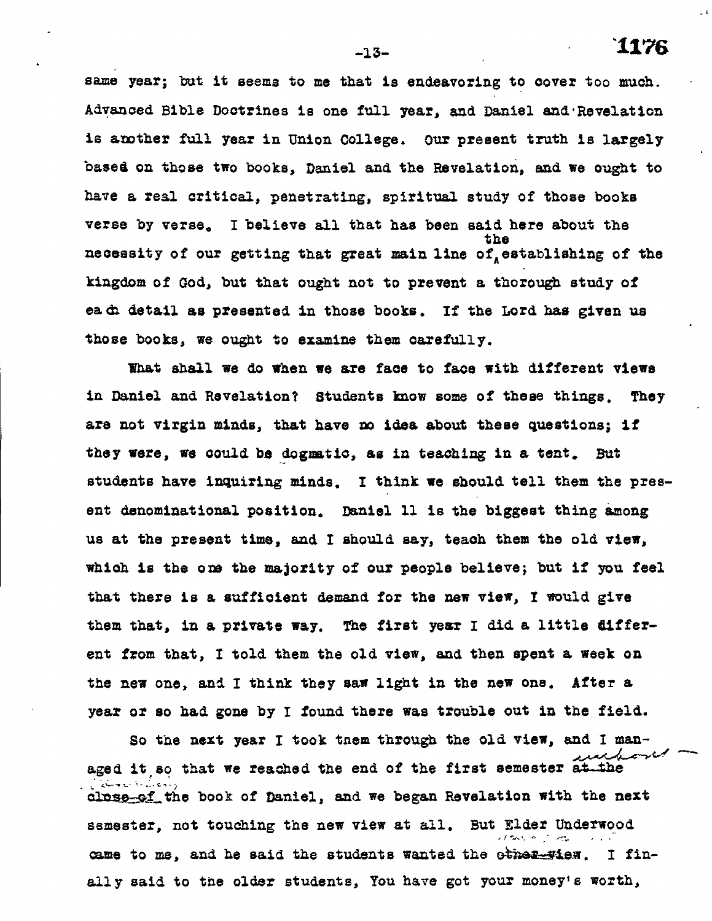same year; but it seems to me that is endeavoring to cover too much. Advanced Bible Doctrines is one full year, and Daniel and Revelation is another full year in Union College. Our present truth is largely based on those two books, Daniel and the Revelation, and we ought to have a real critical, penetrating, spiritual study of those books verse by verse. I believe all that has been said here about the necessity of our getting that great main line of the establishing of the kingdom of God, but that ought not to prevent a thorough study of each detail as presented in those books. If the Lord has given us those books, we ought to examine them carefully.

What shall we do when we are face to face with different views in Daniel and Revelation? Students know some of these things. They are not virgin minds, that have no idea about these questions; if they were, we could be dogmatic, as in teaching in a tent. But students have inquiring minds. I think we should tell them the present denominational position. Daniel 11 is the biggest thing among us at the present time, and I should say, teach them the old view, which is the one the majority of our people believe; but if you feel that there is a sufficient demand for the new view, I would give them that, in a private way. The first year I did a little different from that, I told them the old view, and then spent a week on the new one, and I think they saw light in the new one. After a year or so had gone by I found there was trouble out in the field.

So the next year I took them through the old view, and I managed it so that we reached the end of the first semester without the book of Daniel, and we began Revelation with the next semester, not touching the new view at all. But Elder Underwood came to me, and he said the students wanted the new view. I finally said to the older students, You have got your money's worth,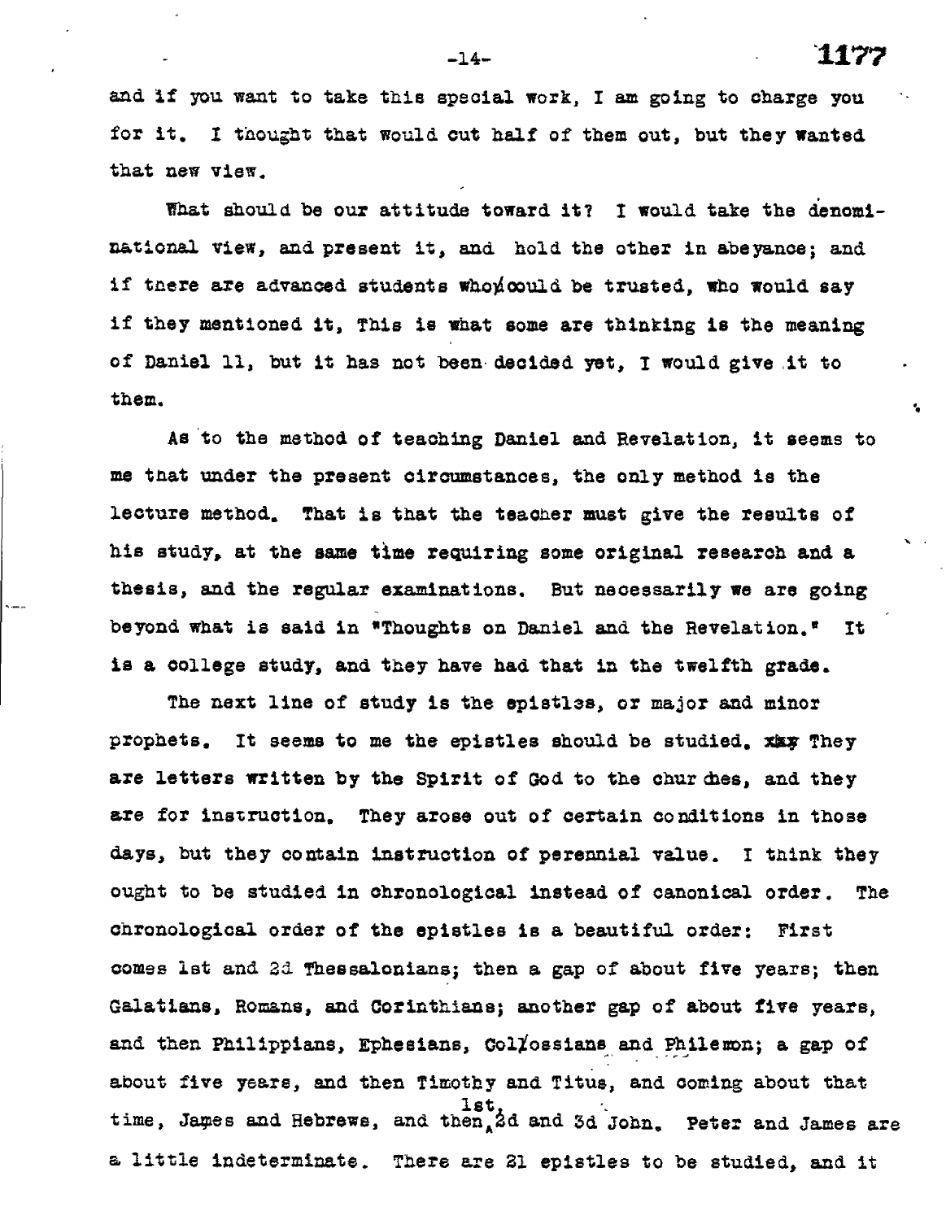and if you want to take this special work, I am going to charge you for it. I thought that would cut half of them out, but they wanted that new view.

What should be our attitude toward it? I would take the denominational view, and present it, and hold the other in abeyance; and if there are advanced students who could be trusted, who would say if they mentioned it, This is what some are thinking is the meaning of Daniel 11, but it has not been decided yet, I would give it to them.

As to the method of teaching Daniel and Revelation, it seems to me that under the present circumstances, the only method is the lecture method. That is that the teacher must give the results of his study, at the same time requiring some original research and a thesis, and the regular examinations. But necessarily we are going beyond what is said in "Thoughts on Daniel and the Revelation." It is a college study, and they have had that in the twelfth grade.

The next line of study is the epistles, or major and minor prophets. It seems to me the epistles should be studied. They are letters written by the Spirit of God to the churches, and they are for instruction. They arose out of certain conditions in those days, but they contain instruction of perennial value. I think they ought to be studied in chronological instead of canonical order. The chronological order of the epistles is a beautiful order: First comes 1st and 2d Thessalonians; then a gap of about five years; then Galatians, Romans, and Corinthians; another gap of about five years, and then Philippians, Ephesians, Colossians and Philemon; a gap of about five years, and then Timothy and Titus, and coming about that time, James and Hebrews, and then 1st, 2d and 3d John. Peter and James are a little indeterminate. There are 21 epistles to be studied, and it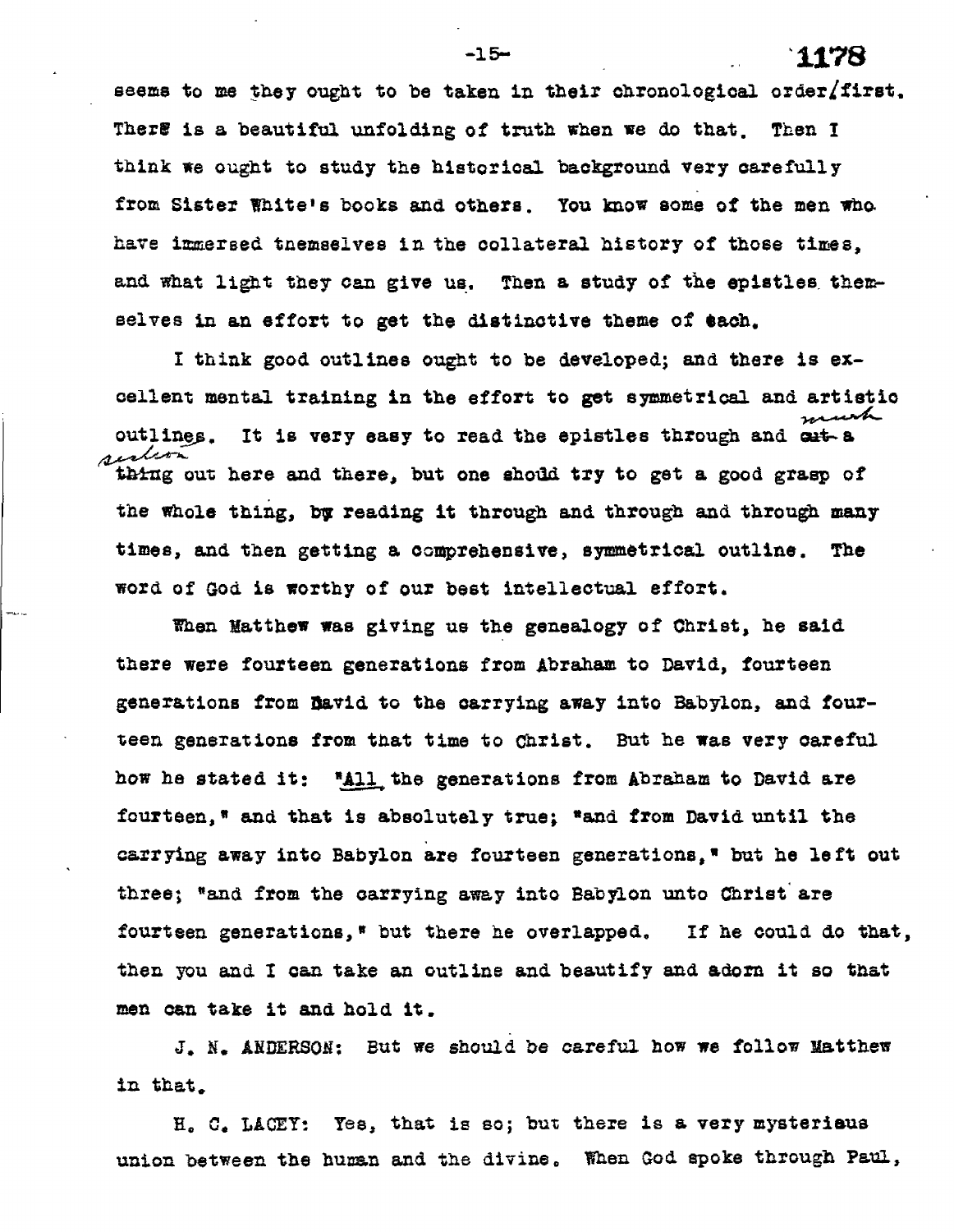seems to me they ought to be taken in their chronological order/first. There is a beautiful unfolding of truth when we do that. Then I think we ought to study the historical background very carefully from Sister White's books and others. You know some of the men who have immersed themselves in the collateral history of those times, and what light they can give us. Then a study of the epistles themselves in an effort to get the distinctive theme of each.

I think good outlines ought to be developed; and there is excellent mental training in the effort to get symmetrical and artistic outlines. It is very easy to read the epistles through and much section out here and there, but one should try to get a good grasp of the whole thing, by reading it through and through and through many times, and then getting a comprehensive, symmetrical outline. The word of God is worthy of our best intellectual effort.

When Matthew was giving us the genealogy of Christ, he said there were fourteen generations from Abraham to David, fourteen generations from David to the carrying away into Babylon, and fourteen generations from that time to Christ. But he was very careful how he stated it: "All the generations from Abraham to David are fourteen," and that is absolutely true; "and from David until the carrying away into Babylon are fourteen generations," but he left out three; "and from the carrying away into Babylon unto Christ are fourteen generations," but there he overlapped. If he could do that, then you and I can take an outline and beautify and adorn it so that men can take it and hold it.

J. N. ANDERSON: But we should be careful how we follow Matthew in that.

H. C. LACEY: Yes, that is so; but there is a very mysterious union between the human and the divine. When God spoke through Paul,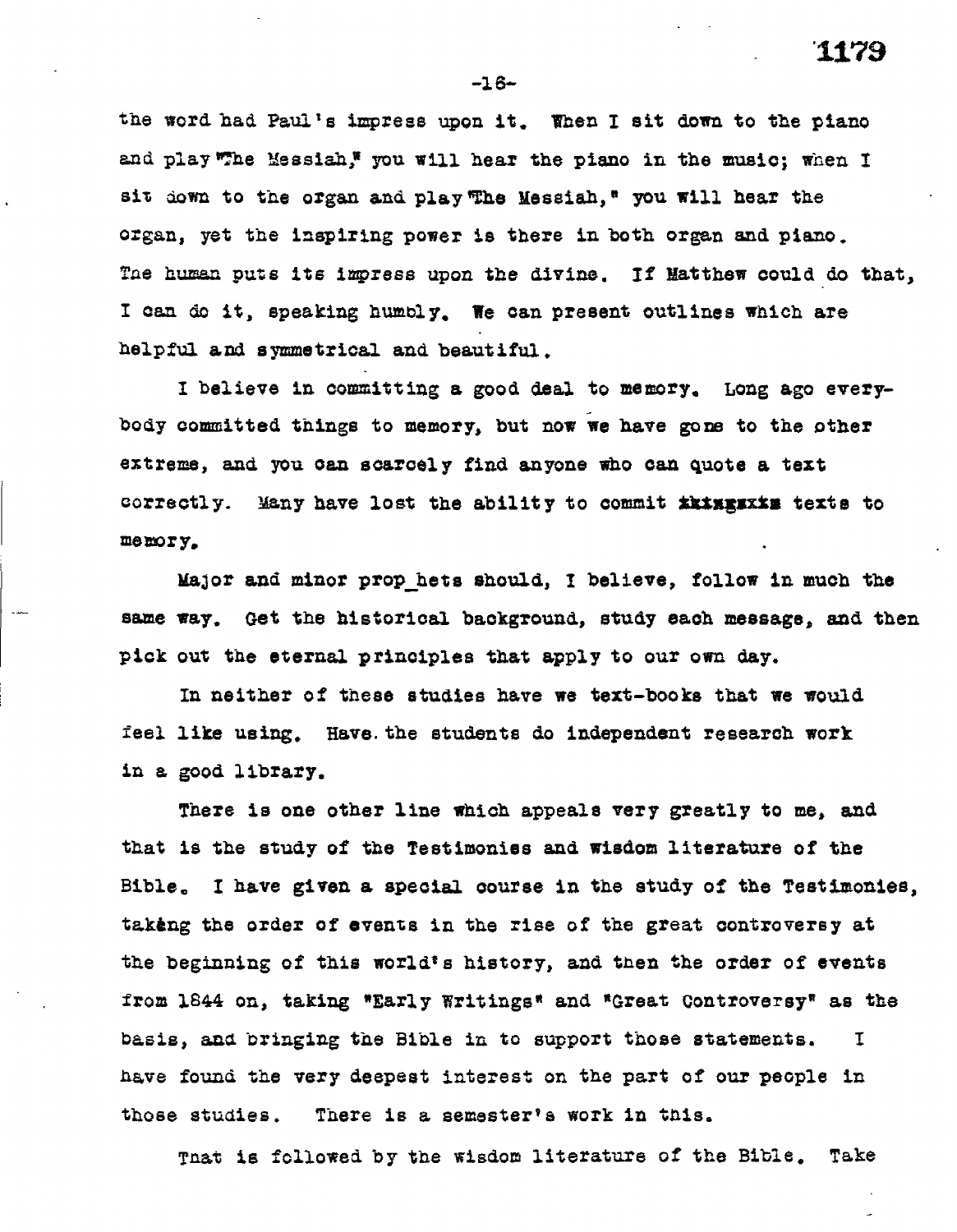the word had Paul's impress upon it. When I sit down to the piano and play "The Messiah," you will hear the piano in the music; when I sit down to the organ and play "The Messiah," you will hear the organ, yet the inspiring power is there in both organ and piano. The human puts its impress upon the divine. If Matthew could do that, I can do it, speaking humbly. We can present outlines which are helpful and symmetrical and beautiful.

I believe in committing a good deal to memory. Long ago everybody committed things to memory, but now we have gone to the other extreme, and you can scarcely find anyone who can quote a text correctly. Many have lost the ability to commit ~~things to~~ texts to memory.

Major and minor prop_hets should, I believe, follow in much the same way. Get the historical background, study each message, and then pick out the eternal principles that apply to our own day.

In neither of these studies have we text-books that we would feel like using. Have the students do independent research work in a good library.

There is one other line which appeals very greatly to me, and that is the study of the Testimonies and wisdom literature of the Bible. I have given a special course in the study of the Testimonies, taking the order of events in the rise of the great controversy at the beginning of this world's history, and then the order of events from 1844 on, taking "Early Writings" and "Great Controversy" as the basis, and bringing the Bible in to support those statements. I have found the very deepest interest on the part of our people in those studies. There is a semester's work in this.

That is followed by the wisdom literature of the Bible. Take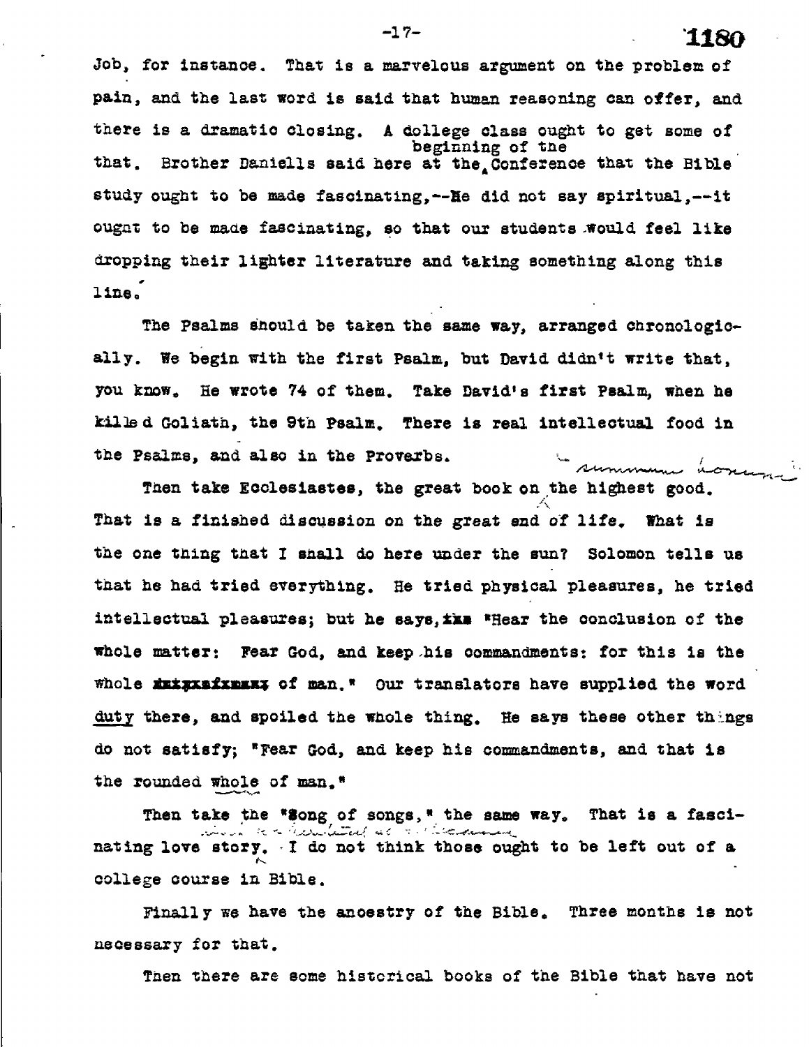Job, for instance. That is a marvelous argument on the problem of pain, and the last word is said that human reasoning can offer, and there is a dramatic closing. A college class ought to get some of that. Brother Daniells said here at the beginning of the Conference that the Bible study ought to be made fascinating,--He did not say spiritual,--it ought to be made fascinating, so that our students would feel like dropping their lighter literature and taking something along this line.

The Psalms should be taken the same way, arranged chronologically. We begin with the first Psalm, but David didn't write that, you know. He wrote 74 of them. Take David's first Psalm, when he killed Goliath, the 9th Psalm. There is real intellectual food in the Psalms, and also in the Proverbs.

Then take Ecclesiastes, the great book on the highest good. That is a finished discussion on the great end of life. What is the one thing that I shall do here under the sun? Solomon tells us that he had tried everything. He tried physical pleasures, he tried intellectual pleasures; but he says, "Hear the conclusion of the whole matter: Fear God, and keep his commandments: for this is the whole of man." Our translators have supplied the word <u>duty</u> there, and spoiled the whole thing. He says these other things do not satisfy; "Fear God, and keep his commandments, and that is the rounded <u>whole</u> of man."

Then take the "Song of songs," the same way. That is a fascinating love story. I do not think those ought to be left out of a college course in Bible.

Finally we have the ancestry of the Bible. Three months is not necessary for that.

Then there are some historical books of the Bible that have not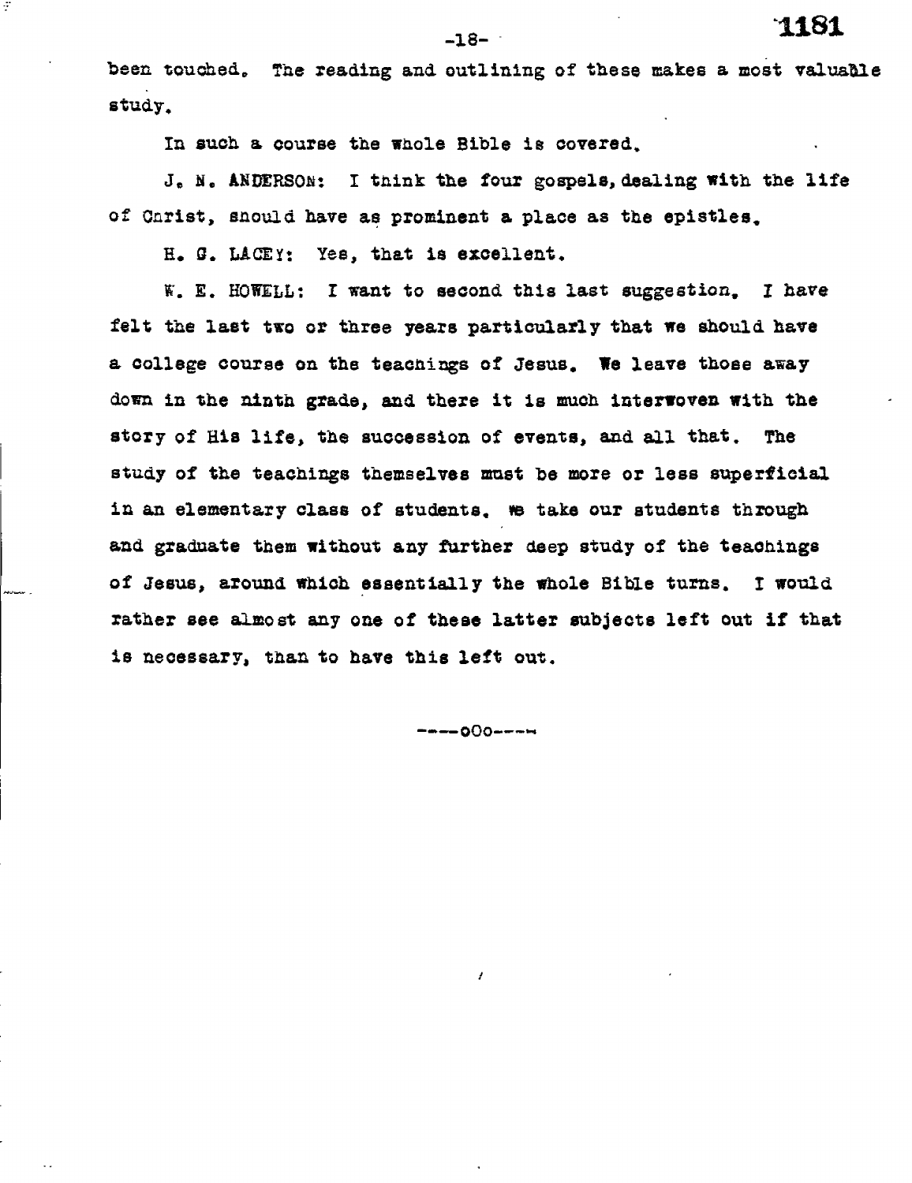been touched. The reading and outlining of these makes a most valuable study.

In such a course the whole Bible is covered.

J. N. ANDERSON: I think the four gospels, dealing with the life of Christ, should have as prominent a place as the epistles.

H. G. LACEY: Yes, that is excellent.

W. E. HOWELL: I want to second this last suggestion. I have felt the last two or three years particularly that we should have a college course on the teachings of Jesus. We leave those away down in the ninth grade, and there it is much interwoven with the story of His life, the succession of events, and all that. The study of the teachings themselves must be more or less superficial in an elementary class of students. We take our students through and graduate them without any further deep study of the teachings of Jesus, around which essentially the whole Bible turns. I would rather see almost any one of these latter subjects left out if that is necessary, than to have this left out.

----oOo----